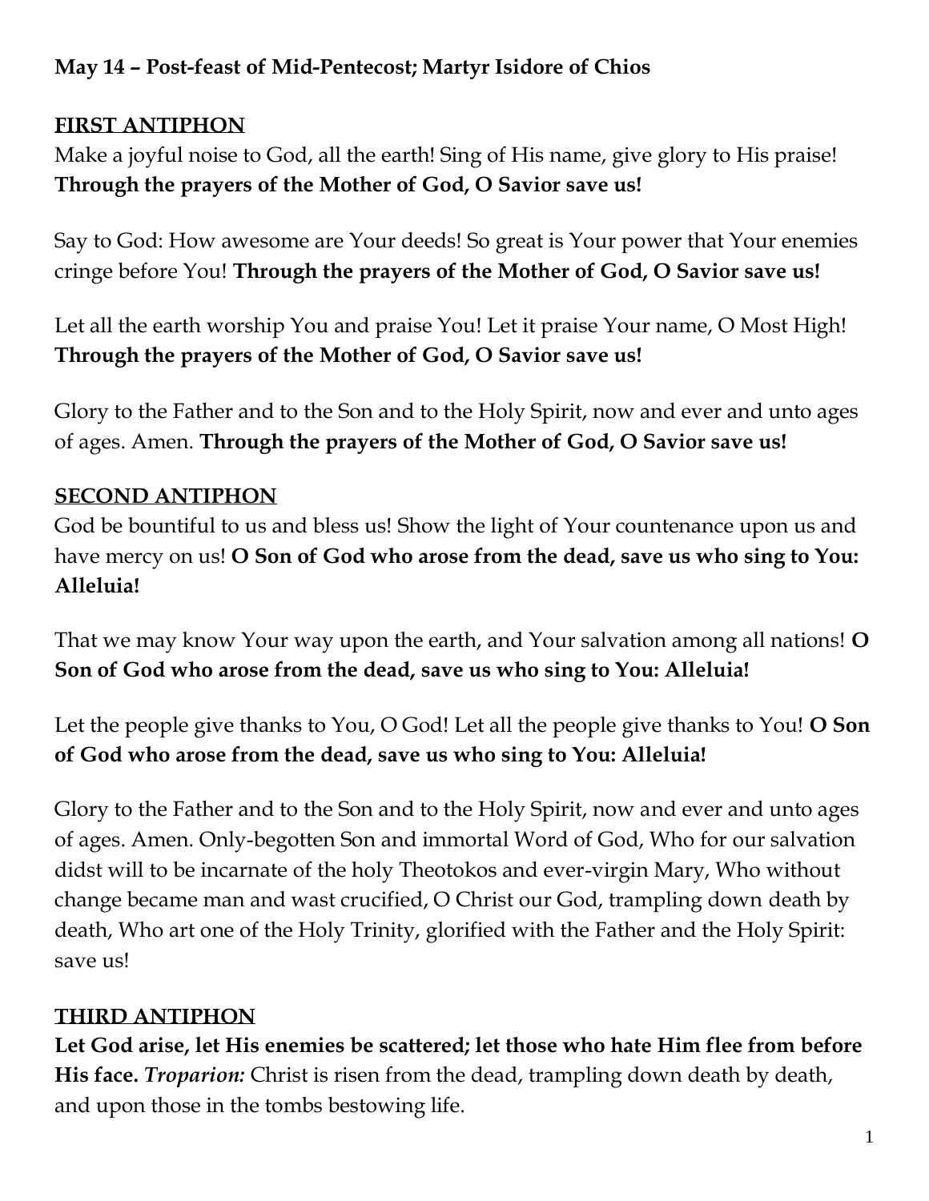**May 14 – Post-feast of Mid-Pentecost; Martyr Isidore of Chios**

**FIRST ANTIPHON**

Make a joyful noise to God, all the earth! Sing of His name, give glory to His praise! **Through the prayers of the Mother of God, O Savior save us!**

Say to God: How awesome are Your deeds! So great is Your power that Your enemies cringe before You! **Through the prayers of the Mother of God, O Savior save us!**

Let all the earth worship You and praise You! Let it praise Your name, O Most High! **Through the prayers of the Mother of God, O Savior save us!**

Glory to the Father and to the Son and to the Holy Spirit, now and ever and unto ages of ages. Amen. **Through the prayers of the Mother of God, O Savior save us!**

**SECOND ANTIPHON**

God be bountiful to us and bless us! Show the light of Your countenance upon us and have mercy on us! **O Son of God who arose from the dead, save us who sing to You: Alleluia!**

That we may know Your way upon the earth, and Your salvation among all nations! **O Son of God who arose from the dead, save us who sing to You: Alleluia!**

Let the people give thanks to You, O God! Let all the people give thanks to You! **O Son of God who arose from the dead, save us who sing to You: Alleluia!**

Glory to the Father and to the Son and to the Holy Spirit, now and ever and unto ages of ages. Amen. Only-begotten Son and immortal Word of God, Who for our salvation didst will to be incarnate of the holy Theotokos and ever-virgin Mary, Who without change became man and wast crucified, O Christ our God, trampling down death by death, Who art one of the Holy Trinity, glorified with the Father and the Holy Spirit: save us!

**THIRD ANTIPHON**

**Let God arise, let His enemies be scattered; let those who hate Him flee from before His face.** ***Troparion:*** Christ is risen from the dead, trampling down death by death, and upon those in the tombs bestowing life.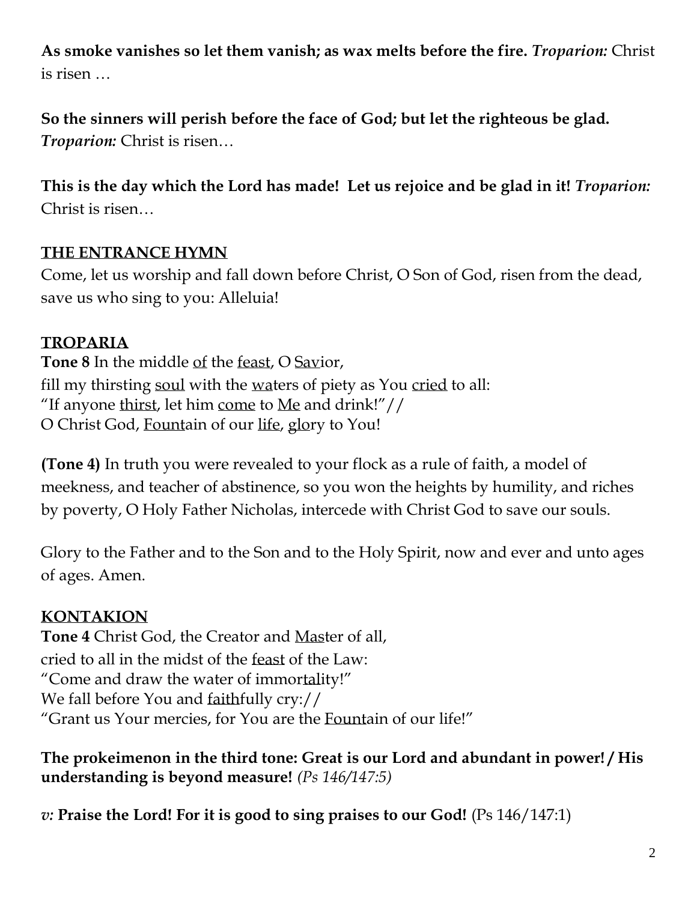**As smoke vanishes so let them vanish; as wax melts before the fire.** ***Troparion:*** Christ is risen …

**So the sinners will perish before the face of God; but let the righteous be glad.** ***Troparion:*** Christ is risen…

**This is the day which the Lord has made! Let us rejoice and be glad in it!** ***Troparion:*** Christ is risen…

**THE ENTRANCE HYMN**

Come, let us worship and fall down before Christ, O Son of God, risen from the dead, save us who sing to you: Alleluia!

**TROPARIA**

**Tone 8** In the middle of the feast, O Savior,
fill my thirsting soul with the waters of piety as You cried to all:
"If anyone thirst, let him come to Me and drink!"//
O Christ God, Fountain of our life, glory to You!

**(Tone 4)** In truth you were revealed to your flock as a rule of faith, a model of meekness, and teacher of abstinence, so you won the heights by humility, and riches by poverty, O Holy Father Nicholas, intercede with Christ God to save our souls.

Glory to the Father and to the Son and to the Holy Spirit, now and ever and unto ages of ages. Amen.

**KONTAKION**

**Tone 4** Christ God, the Creator and Master of all,
cried to all in the midst of the feast of the Law:
"Come and draw the water of immortality!"
We fall before You and faithfully cry://
"Grant us Your mercies, for You are the Fountain of our life!"

**The prokeimenon in the third tone: Great is our Lord and abundant in power! / His understanding is beyond measure!** *(Ps 146/147:5)*

*v:* **Praise the Lord! For it is good to sing praises to our God!** (Ps 146/147:1)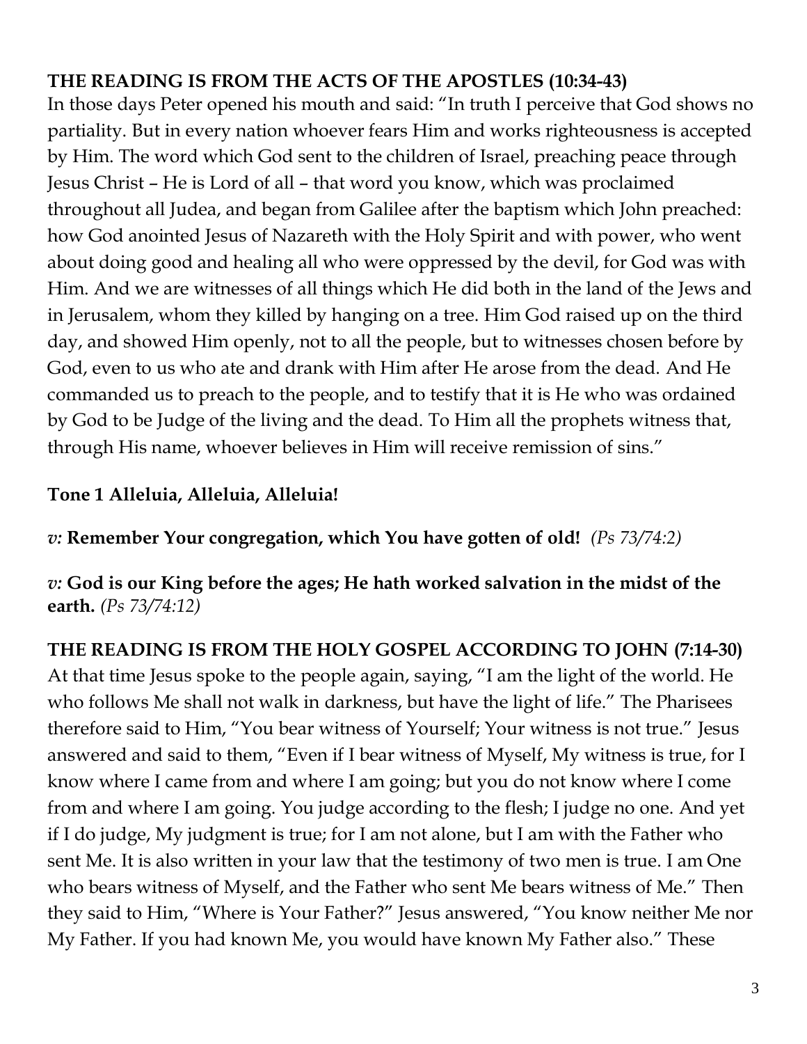**THE READING IS FROM THE ACTS OF THE APOSTLES (10:34-43)**

In those days Peter opened his mouth and said: "In truth I perceive that God shows no partiality. But in every nation whoever fears Him and works righteousness is accepted by Him. The word which God sent to the children of Israel, preaching peace through Jesus Christ – He is Lord of all – that word you know, which was proclaimed throughout all Judea, and began from Galilee after the baptism which John preached: how God anointed Jesus of Nazareth with the Holy Spirit and with power, who went about doing good and healing all who were oppressed by the devil, for God was with Him. And we are witnesses of all things which He did both in the land of the Jews and in Jerusalem, whom they killed by hanging on a tree. Him God raised up on the third day, and showed Him openly, not to all the people, but to witnesses chosen before by God, even to us who ate and drank with Him after He arose from the dead. And He commanded us to preach to the people, and to testify that it is He who was ordained by God to be Judge of the living and the dead. To Him all the prophets witness that, through His name, whoever believes in Him will receive remission of sins."

**Tone 1 Alleluia, Alleluia, Alleluia!**

*v:* **Remember Your congregation, which You have gotten of old!** *(Ps 73/74:2)*

*v:* **God is our King before the ages; He hath worked salvation in the midst of the earth.** *(Ps 73/74:12)*

**THE READING IS FROM THE HOLY GOSPEL ACCORDING TO JOHN (7:14-30)**

At that time Jesus spoke to the people again, saying, "I am the light of the world. He who follows Me shall not walk in darkness, but have the light of life." The Pharisees therefore said to Him, "You bear witness of Yourself; Your witness is not true." Jesus answered and said to them, "Even if I bear witness of Myself, My witness is true, for I know where I came from and where I am going; but you do not know where I come from and where I am going. You judge according to the flesh; I judge no one. And yet if I do judge, My judgment is true; for I am not alone, but I am with the Father who sent Me. It is also written in your law that the testimony of two men is true. I am One who bears witness of Myself, and the Father who sent Me bears witness of Me." Then they said to Him, "Where is Your Father?" Jesus answered, "You know neither Me nor My Father. If you had known Me, you would have known My Father also." These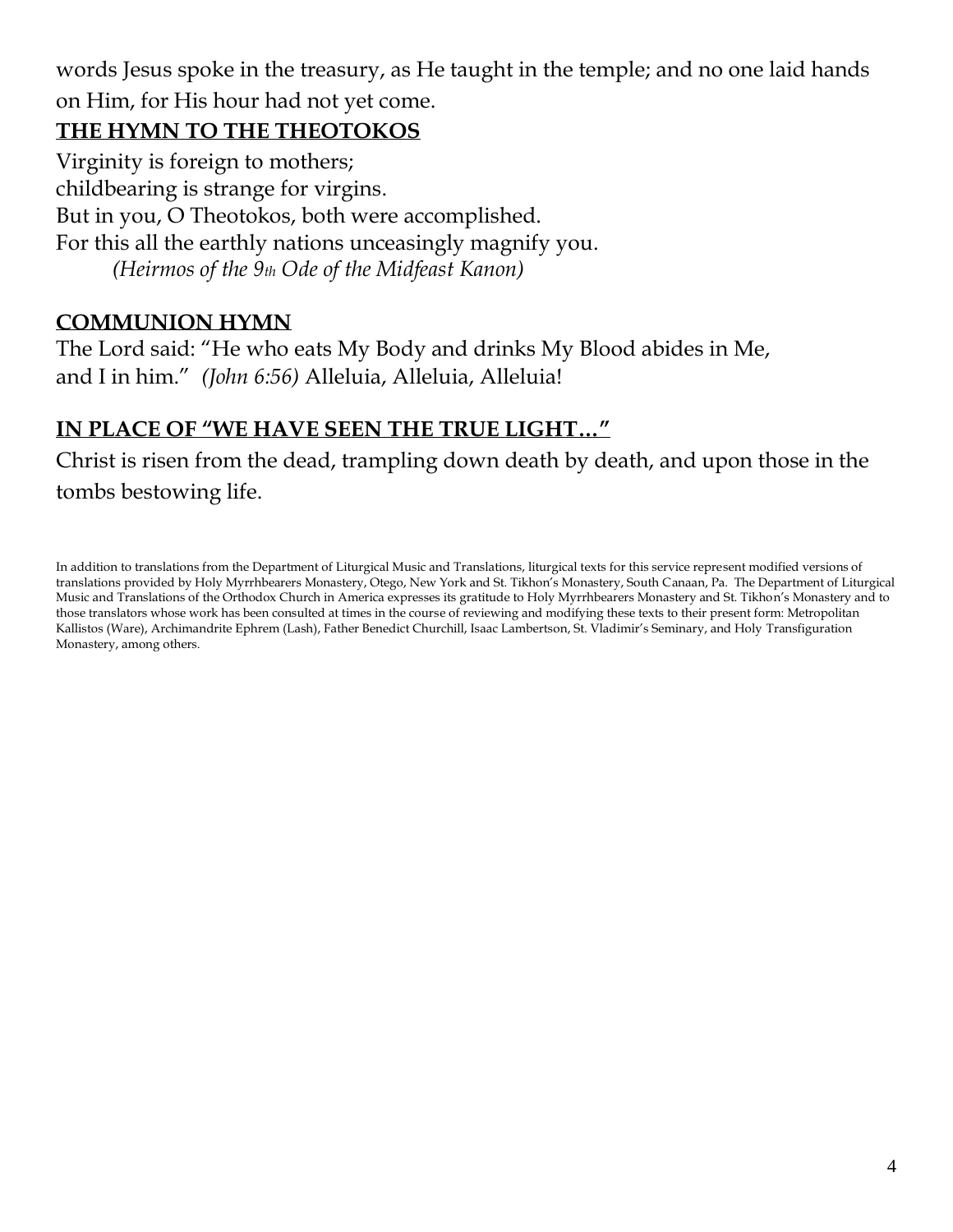words Jesus spoke in the treasury, as He taught in the temple; and no one laid hands on Him, for His hour had not yet come.

## THE HYMN TO THE THEOTOKOS

Virginity is foreign to mothers;
childbearing is strange for virgins.
But in you, O Theotokos, both were accomplished.
For this all the earthly nations unceasingly magnify you.
*(Heirmos of the 9th Ode of the Midfeast Kanon)*

## COMMUNION HYMN

The Lord said: "He who eats My Body and drinks My Blood abides in Me, and I in him." *(John 6:56)* Alleluia, Alleluia, Alleluia!

## IN PLACE OF "WE HAVE SEEN THE TRUE LIGHT…"

Christ is risen from the dead, trampling down death by death, and upon those in the tombs bestowing life.

In addition to translations from the Department of Liturgical Music and Translations, liturgical texts for this service represent modified versions of translations provided by Holy Myrrhbearers Monastery, Otego, New York and St. Tikhon's Monastery, South Canaan, Pa. The Department of Liturgical Music and Translations of the Orthodox Church in America expresses its gratitude to Holy Myrrhbearers Monastery and St. Tikhon's Monastery and to those translators whose work has been consulted at times in the course of reviewing and modifying these texts to their present form: Metropolitan Kallistos (Ware), Archimandrite Ephrem (Lash), Father Benedict Churchill, Isaac Lambertson, St. Vladimir's Seminary, and Holy Transfiguration Monastery, among others.